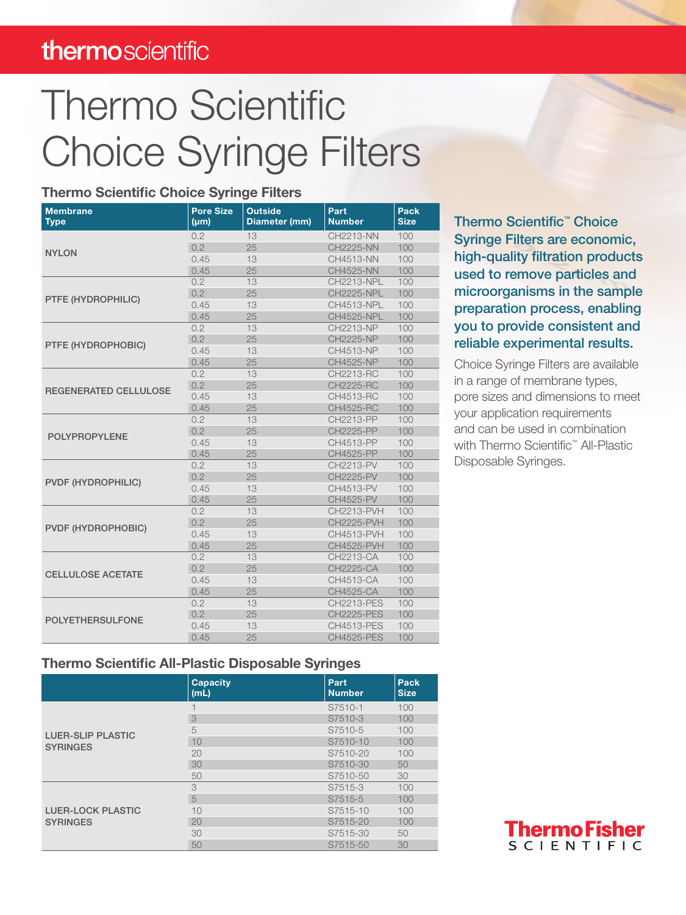# Thermo Scientific Choice Syringe Filters

## Thermo Scientific Choice Syringe Filters

| Membrane Type | Pore Size (µm) | Outside Diameter (mm) | Part Number | Pack Size |
|---|---|---|---|---|
| NYLON | 0.2 | 13 | CH2213-NN | 100 |
| | 0.2 | 25 | CH2225-NN | 100 |
| | 0.45 | 13 | CH4513-NN | 100 |
| | 0.45 | 25 | CH4525-NN | 100 |
| PTFE (HYDROPHILIC) | 0.2 | 13 | CH2213-NPL | 100 |
| | 0.2 | 25 | CH2225-NPL | 100 |
| | 0.45 | 13 | CH4513-NPL | 100 |
| | 0.45 | 25 | CH4525-NPL | 100 |
| PTFE (HYDROPHOBIC) | 0.2 | 13 | CH2213-NP | 100 |
| | 0.2 | 25 | CH2225-NP | 100 |
| | 0.45 | 13 | CH4513-NP | 100 |
| | 0.45 | 25 | CH4525-NP | 100 |
| REGENERATED CELLULOSE | 0.2 | 13 | CH2213-RC | 100 |
| | 0.2 | 25 | CH2225-RC | 100 |
| | 0.45 | 13 | CH4513-RC | 100 |
| | 0.45 | 25 | CH4525-RC | 100 |
| POLYPROPYLENE | 0.2 | 13 | CH2213-PP | 100 |
| | 0.2 | 25 | CH2225-PP | 100 |
| | 0.45 | 13 | CH4513-PP | 100 |
| | 0.45 | 25 | CH4525-PP | 100 |
| PVDF (HYDROPHILIC) | 0.2 | 13 | CH2213-PV | 100 |
| | 0.2 | 25 | CH2225-PV | 100 |
| | 0.45 | 13 | CH4513-PV | 100 |
| | 0.45 | 25 | CH4525-PV | 100 |
| PVDF (HYDROPHOBIC) | 0.2 | 13 | CH2213-PVH | 100 |
| | 0.2 | 25 | CH2225-PVH | 100 |
| | 0.45 | 13 | CH4513-PVH | 100 |
| | 0.45 | 25 | CH4525-PVH | 100 |
| CELLULOSE ACETATE | 0.2 | 13 | CH2213-CA | 100 |
| | 0.2 | 25 | CH2225-CA | 100 |
| | 0.45 | 13 | CH4513-CA | 100 |
| | 0.45 | 25 | CH4525-CA | 100 |
| POLYETHERSULFONE | 0.2 | 13 | CH2213-PES | 100 |
| | 0.2 | 25 | CH2225-PES | 100 |
| | 0.45 | 13 | CH4513-PES | 100 |
| | 0.45 | 25 | CH4525-PES | 100 |

## Thermo Scientific All-Plastic Disposable Syringes

| | Capacity (mL) | Part Number | Pack Size |
|---|---|---|---|
| LUER-SLIP PLASTIC SYRINGES | 1 | S7510-1 | 100 |
| | 3 | S7510-3 | 100 |
| | 5 | S7510-5 | 100 |
| | 10 | S7510-10 | 100 |
| | 20 | S7510-20 | 100 |
| | 30 | S7510-30 | 50 |
| | 50 | S7510-50 | 30 |
| LUER-LOCK PLASTIC SYRINGES | 3 | S7515-3 | 100 |
| | 5 | S7515-5 | 100 |
| | 10 | S7515-10 | 100 |
| | 20 | S7515-20 | 100 |
| | 30 | S7515-30 | 50 |
| | 50 | S7515-50 | 30 |

**Thermo Scientific™ Choice Syringe Filters are economic, high-quality filtration products used to remove particles and microorganisms in the sample preparation process, enabling you to provide consistent and reliable experimental results.**

Choice Syringe Filters are available in a range of membrane types, pore sizes and dimensions to meet your application requirements and can be used in combination with Thermo Scientific™ All-Plastic Disposable Syringes.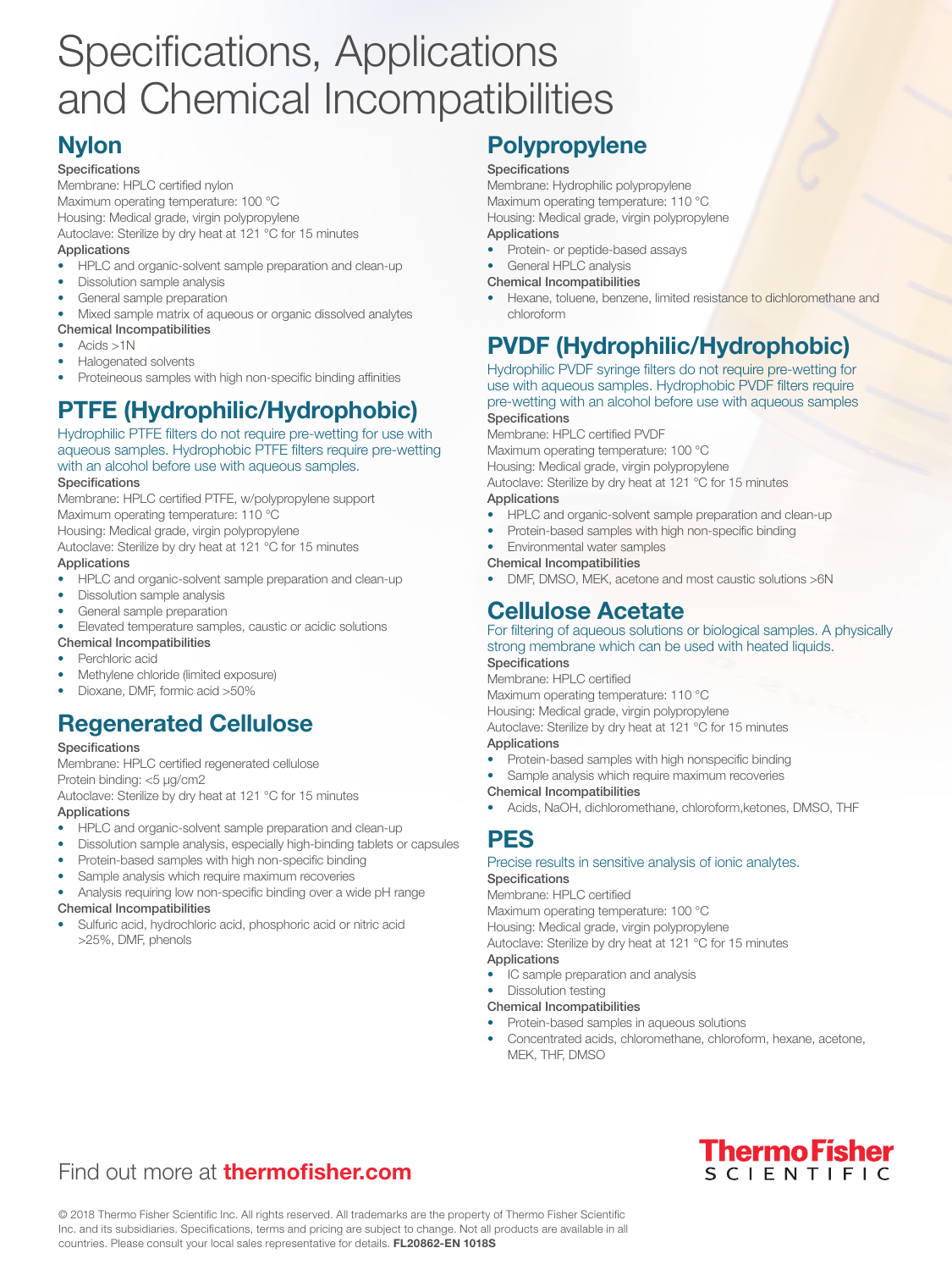# Specifications, Applications and Chemical Incompatibilities

## Nylon

Specifications

Membrane: HPLC certified nylon
Maximum operating temperature: 100 °C
Housing: Medical grade, virgin polypropylene
Autoclave: Sterilize by dry heat at 121 °C for 15 minutes

Applications

- HPLC and organic-solvent sample preparation and clean-up
- Dissolution sample analysis
- General sample preparation
- Mixed sample matrix of aqueous or organic dissolved analytes

Chemical Incompatibilities

- Acids >1N
- Halogenated solvents
- Proteineous samples with high non-specific binding affinities

## PTFE (Hydrophilic/Hydrophobic)

Hydrophilic PTFE filters do not require pre-wetting for use with aqueous samples. Hydrophobic PTFE filters require pre-wetting with an alcohol before use with aqueous samples.

Specifications

Membrane: HPLC certified PTFE, w/polypropylene support
Maximum operating temperature: 110 °C
Housing: Medical grade, virgin polypropylene
Autoclave: Sterilize by dry heat at 121 °C for 15 minutes

Applications

- HPLC and organic-solvent sample preparation and clean-up
- Dissolution sample analysis
- General sample preparation
- Elevated temperature samples, caustic or acidic solutions

Chemical Incompatibilities

- Perchloric acid
- Methylene chloride (limited exposure)
- Dioxane, DMF, formic acid >50%

## Regenerated Cellulose

Specifications

Membrane: HPLC certified regenerated cellulose
Protein binding: <5 µg/cm2
Autoclave: Sterilize by dry heat at 121 °C for 15 minutes

Applications

- HPLC and organic-solvent sample preparation and clean-up
- Dissolution sample analysis, especially high-binding tablets or capsules
- Protein-based samples with high non-specific binding
- Sample analysis which require maximum recoveries
- Analysis requiring low non-specific binding over a wide pH range

Chemical Incompatibilities

- Sulfuric acid, hydrochloric acid, phosphoric acid or nitric acid >25%, DMF, phenols

## Polypropylene

Specifications

Membrane: Hydrophilic polypropylene
Maximum operating temperature: 110 °C
Housing: Medical grade, virgin polypropylene

Applications

- Protein- or peptide-based assays
- General HPLC analysis

Chemical Incompatibilities

- Hexane, toluene, benzene, limited resistance to dichloromethane and chloroform

## PVDF (Hydrophilic/Hydrophobic)

Hydrophilic PVDF syringe filters do not require pre-wetting for use with aqueous samples. Hydrophobic PVDF filters require pre-wetting with an alcohol before use with aqueous samples

Specifications

Membrane: HPLC certified PVDF
Maximum operating temperature: 100 °C
Housing: Medical grade, virgin polypropylene
Autoclave: Sterilize by dry heat at 121 °C for 15 minutes

Applications

- HPLC and organic-solvent sample preparation and clean-up
- Protein-based samples with high non-specific binding
- Environmental water samples

Chemical Incompatibilities

- DMF, DMSO, MEK, acetone and most caustic solutions >6N

## Cellulose Acetate

For filtering of aqueous solutions or biological samples. A physically strong membrane which can be used with heated liquids.

Specifications

Membrane: HPLC certified
Maximum operating temperature: 110 °C
Housing: Medical grade, virgin polypropylene
Autoclave: Sterilize by dry heat at 121 °C for 15 minutes

Applications

- Protein-based samples with high nonspecific binding
- Sample analysis which require maximum recoveries

Chemical Incompatibilities

- Acids, NaOH, dichloromethane, chloroform,ketones, DMSO, THF

## PES

Precise results in sensitive analysis of ionic analytes.

Specifications

Membrane: HPLC certified
Maximum operating temperature: 100 °C
Housing: Medical grade, virgin polypropylene
Autoclave: Sterilize by dry heat at 121 °C for 15 minutes

Applications

- IC sample preparation and analysis
- Dissolution testing

Chemical Incompatibilities

- Protein-based samples in aqueous solutions
- Concentrated acids, chloromethane, chloroform, hexane, acetone, MEK, THF, DMSO

Find out more at **thermofisher.com**

ThermoFisher SCIENTIFIC

© 2018 Thermo Fisher Scientific Inc. All rights reserved. All trademarks are the property of Thermo Fisher Scientific Inc. and its subsidiaries. Specifications, terms and pricing are subject to change. Not all products are available in all countries. Please consult your local sales representative for details. **FL20862-EN 1018S**